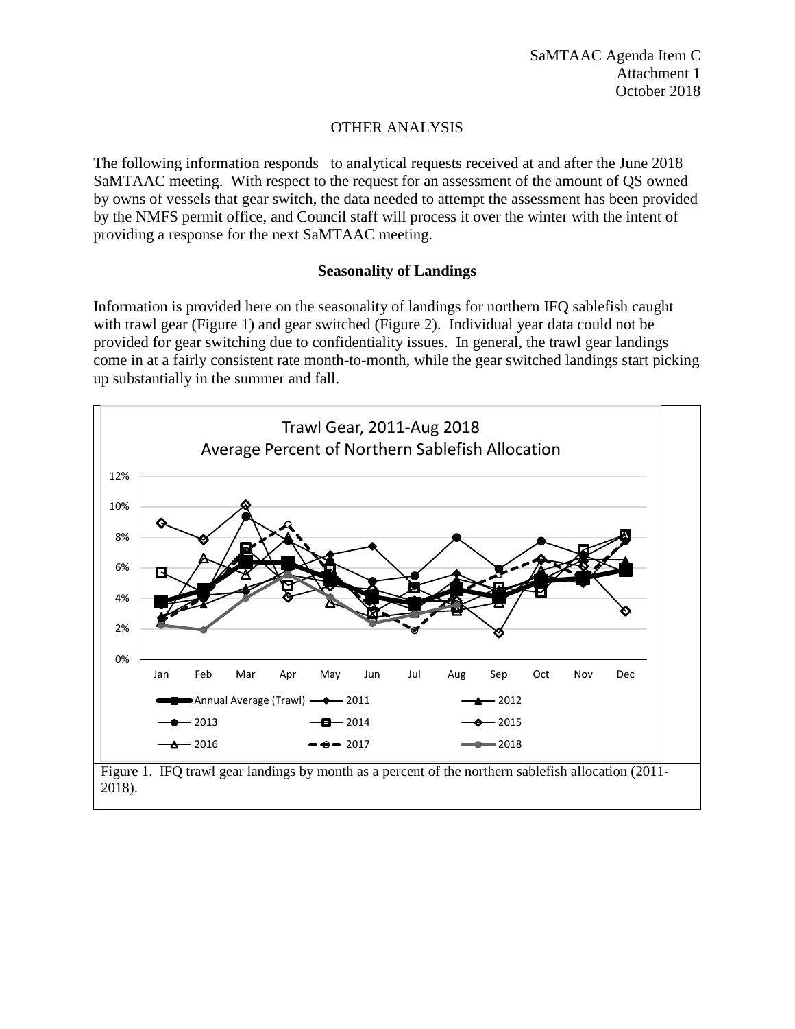SaMTAAC Agenda Item C
Attachment 1
October 2018

# OTHER ANALYSIS

The following information responds to analytical requests received at and after the June 2018 SaMTAAC meeting. With respect to the request for an assessment of the amount of QS owned by owns of vessels that gear switch, the data needed to attempt the assessment has been provided by the NMFS permit office, and Council staff will process it over the winter with the intent of providing a response for the next SaMTAAC meeting.

## Seasonality of Landings

Information is provided here on the seasonality of landings for northern IFQ sablefish caught with trawl gear (Figure 1) and gear switched (Figure 2). Individual year data could not be provided for gear switching due to confidentiality issues. In general, the trawl gear landings come in at a fairly consistent rate month-to-month, while the gear switched landings start picking up substantially in the summer and fall.

Figure 1. IFQ trawl gear landings by month as a percent of the northern sablefish allocation (2011-2018).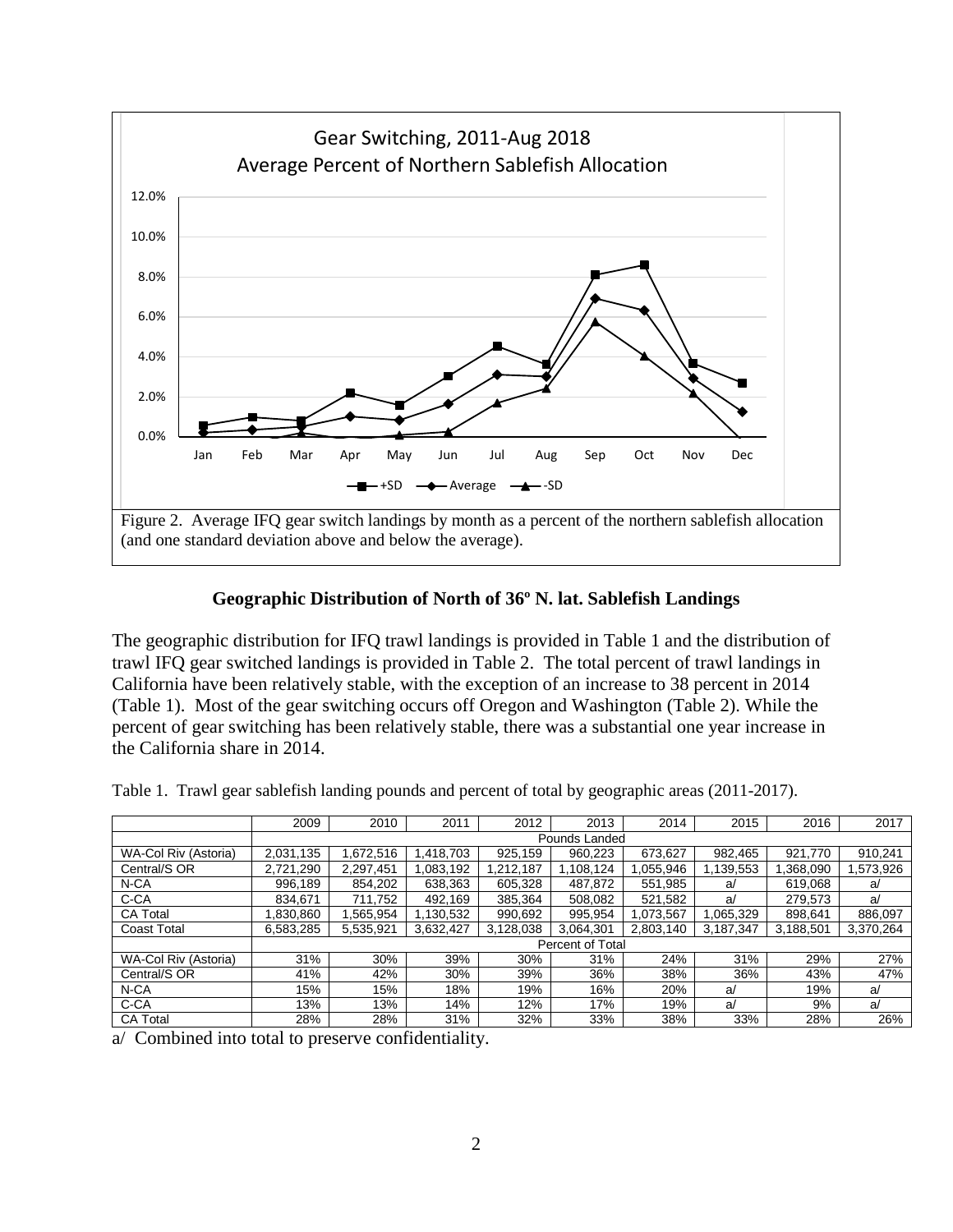Figure 2. Average IFQ gear switch landings by month as a percent of the northern sablefish allocation (and one standard deviation above and below the average).

## Geographic Distribution of North of 36º N. lat. Sablefish Landings

The geographic distribution for IFQ trawl landings is provided in Table 1 and the distribution of trawl IFQ gear switched landings is provided in Table 2. The total percent of trawl landings in California have been relatively stable, with the exception of an increase to 38 percent in 2014 (Table 1). Most of the gear switching occurs off Oregon and Washington (Table 2). While the percent of gear switching has been relatively stable, there was a substantial one year increase in the California share in 2014.

Table 1. Trawl gear sablefish landing pounds and percent of total by geographic areas (2011-2017).

| | 2009 | 2010 | 2011 | 2012 | 2013 | 2014 | 2015 | 2016 | 2017 |
|---|---|---|---|---|---|---|---|---|---|
| | Pounds Landed | | | | | | | | |
| WA-Col Riv (Astoria) | 2,031,135 | 1,672,516 | 1,418,703 | 925,159 | 960,223 | 673,627 | 982,465 | 921,770 | 910,241 |
| Central/S OR | 2,721,290 | 2,297,451 | 1,083,192 | 1,212,187 | 1,108,124 | 1,055,946 | 1,139,553 | 1,368,090 | 1,573,926 |
| N-CA | 996,189 | 854,202 | 638,363 | 605,328 | 487,872 | 551,985 | a/ | 619,068 | a/ |
| C-CA | 834,671 | 711,752 | 492,169 | 385,364 | 508,082 | 521,582 | a/ | 279,573 | a/ |
| CA Total | 1,830,860 | 1,565,954 | 1,130,532 | 990,692 | 995,954 | 1,073,567 | 1,065,329 | 898,641 | 886,097 |
| Coast Total | 6,583,285 | 5,535,921 | 3,632,427 | 3,128,038 | 3,064,301 | 2,803,140 | 3,187,347 | 3,188,501 | 3,370,264 |
| | Percent of Total | | | | | | | | |
| WA-Col Riv (Astoria) | 31% | 30% | 39% | 30% | 31% | 24% | 31% | 29% | 27% |
| Central/S OR | 41% | 42% | 30% | 39% | 36% | 38% | 36% | 43% | 47% |
| N-CA | 15% | 15% | 18% | 19% | 16% | 20% | a/ | 19% | a/ |
| C-CA | 13% | 13% | 14% | 12% | 17% | 19% | a/ | 9% | a/ |
| CA Total | 28% | 28% | 31% | 32% | 33% | 38% | 33% | 28% | 26% |

a/ Combined into total to preserve confidentiality.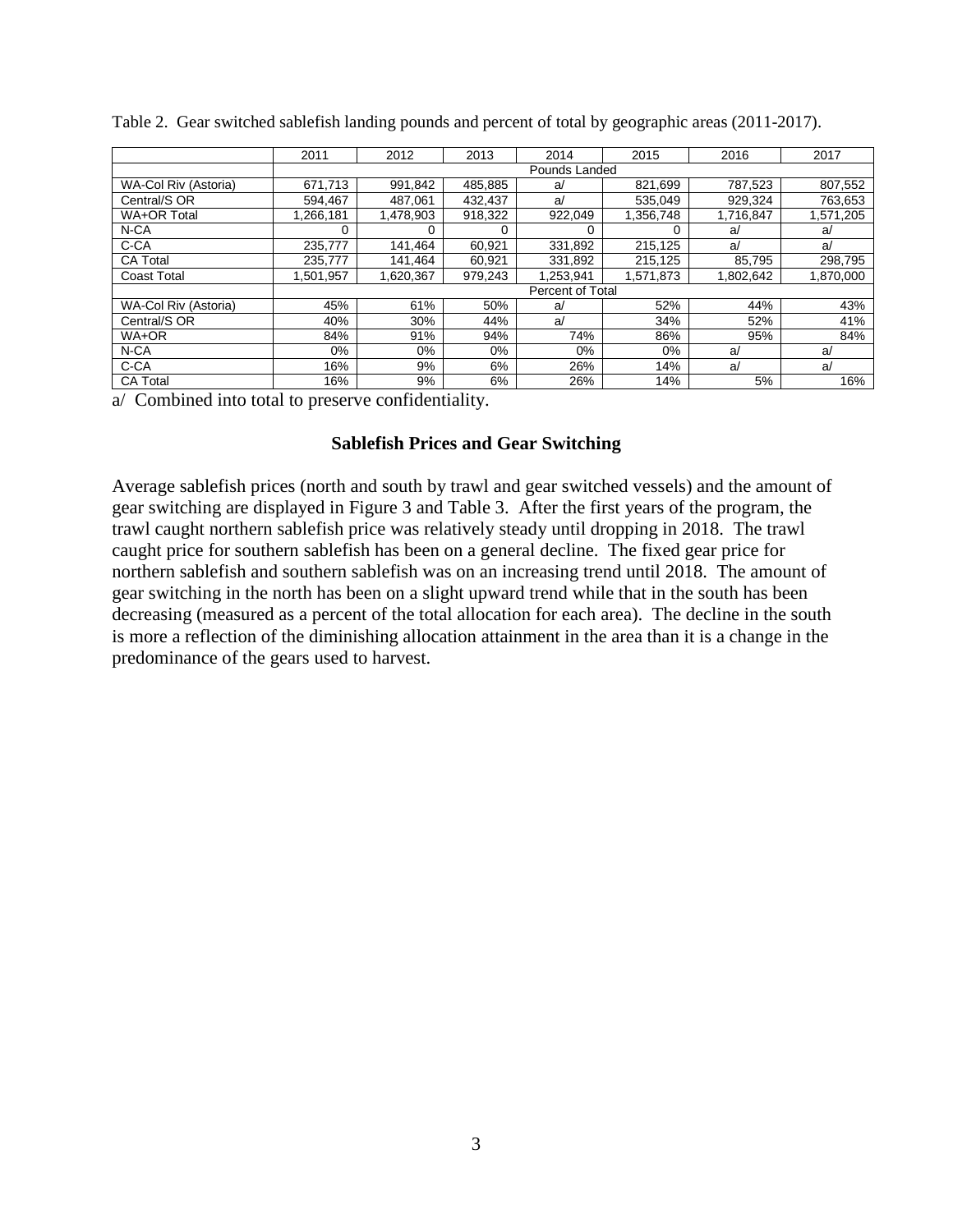Table 2. Gear switched sablefish landing pounds and percent of total by geographic areas (2011-2017).

| | 2011 | 2012 | 2013 | 2014 | 2015 | 2016 | 2017 |
|---|---|---|---|---|---|---|---|
| | Pounds Landed | | | | | | |
| WA-Col Riv (Astoria) | 671,713 | 991,842 | 485,885 | a/ | 821,699 | 787,523 | 807,552 |
| Central/S OR | 594,467 | 487,061 | 432,437 | a/ | 535,049 | 929,324 | 763,653 |
| WA+OR Total | 1,266,181 | 1,478,903 | 918,322 | 922,049 | 1,356,748 | 1,716,847 | 1,571,205 |
| N-CA | 0 | 0 | 0 | 0 | 0 | a/ | a/ |
| C-CA | 235,777 | 141,464 | 60,921 | 331,892 | 215,125 | a/ | a/ |
| CA Total | 235,777 | 141,464 | 60,921 | 331,892 | 215,125 | 85,795 | 298,795 |
| Coast Total | 1,501,957 | 1,620,367 | 979,243 | 1,253,941 | 1,571,873 | 1,802,642 | 1,870,000 |
| | Percent of Total | | | | | | |
| WA-Col Riv (Astoria) | 45% | 61% | 50% | a/ | 52% | 44% | 43% |
| Central/S OR | 40% | 30% | 44% | a/ | 34% | 52% | 41% |
| WA+OR | 84% | 91% | 94% | 74% | 86% | 95% | 84% |
| N-CA | 0% | 0% | 0% | 0% | 0% | a/ | a/ |
| C-CA | 16% | 9% | 6% | 26% | 14% | a/ | a/ |
| CA Total | 16% | 9% | 6% | 26% | 14% | 5% | 16% |

a/ Combined into total to preserve confidentiality.

### Sablefish Prices and Gear Switching

Average sablefish prices (north and south by trawl and gear switched vessels) and the amount of gear switching are displayed in Figure 3 and Table 3. After the first years of the program, the trawl caught northern sablefish price was relatively steady until dropping in 2018. The trawl caught price for southern sablefish has been on a general decline. The fixed gear price for northern sablefish and southern sablefish was on an increasing trend until 2018. The amount of gear switching in the north has been on a slight upward trend while that in the south has been decreasing (measured as a percent of the total allocation for each area). The decline in the south is more a reflection of the diminishing allocation attainment in the area than it is a change in the predominance of the gears used to harvest.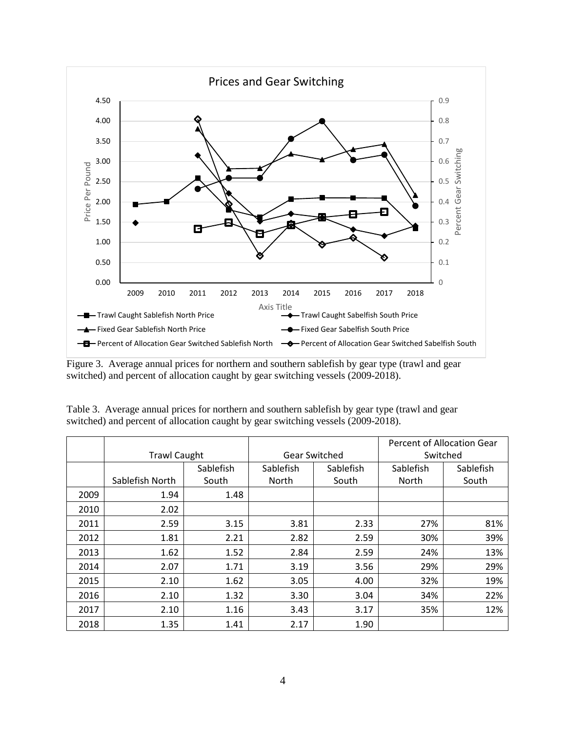Prices and Gear Switching

Price Per Pound

4.50
4.00
3.50
3.00
2.50
2.00
1.50
1.00
0.50
0.00

Percent Gear Switching

0.9
0.8
0.7
0.6
0.5
0.4
0.3
0.2
0.1
0

2009 2010 2011 2012 2013 2014 2015 2016 2017 2018

Axis Title

Trawl Caught Sablefish North Price
Trawl Caught Sabelfish South Price
Fixed Gear Sablefish North Price
Fixed Gear Sabelfish South Price
Percent of Allocation Gear Switched Sablefish North
Percent of Allocation Gear Switched Sabelfish South

Figure 3. Average annual prices for northern and southern sablefish by gear type (trawl and gear switched) and percent of allocation caught by gear switching vessels (2009-2018).

Table 3. Average annual prices for northern and southern sablefish by gear type (trawl and gear switched) and percent of allocation caught by gear switching vessels (2009-2018).

| | Trawl Caught | | Gear Switched | | Percent of Allocation Gear Switched | |
|---|---|---|---|---|---|---|
| | Sablefish North | Sablefish South | Sablefish North | Sablefish South | Sablefish North | Sablefish South |
| 2009 | 1.94 | 1.48 | | | | |
| 2010 | 2.02 | | | | | |
| 2011 | 2.59 | 3.15 | 3.81 | 2.33 | 27% | 81% |
| 2012 | 1.81 | 2.21 | 2.82 | 2.59 | 30% | 39% |
| 2013 | 1.62 | 1.52 | 2.84 | 2.59 | 24% | 13% |
| 2014 | 2.07 | 1.71 | 3.19 | 3.56 | 29% | 29% |
| 2015 | 2.10 | 1.62 | 3.05 | 4.00 | 32% | 19% |
| 2016 | 2.10 | 1.32 | 3.30 | 3.04 | 34% | 22% |
| 2017 | 2.10 | 1.16 | 3.43 | 3.17 | 35% | 12% |
| 2018 | 1.35 | 1.41 | 2.17 | 1.90 | | |